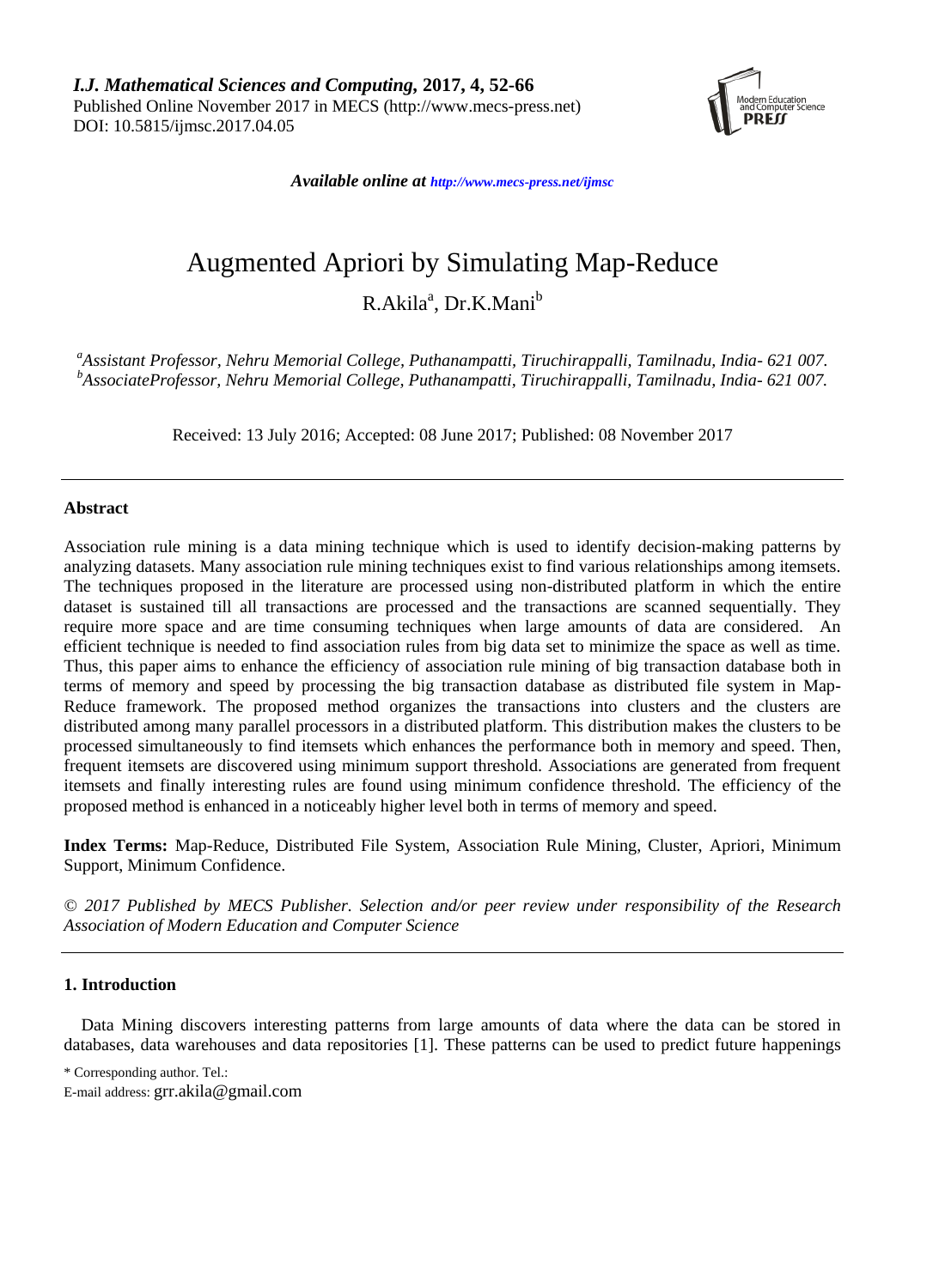*I.J. Mathematical Sciences and Computing*, **2017, 4, 52-66**
Published Online November 2017 in MECS (http://www.mecs-press.net)
DOI: 10.5815/ijmsc.2017.04.05

***Available online at*** ***http://www.mecs-press.net/ijmsc***

# Augmented Apriori by Simulating Map-Reduce

R.Akila[a], Dr.K.Mani[b]

[a]*Assistant Professor, Nehru Memorial College, Puthanampatti, Tiruchirappalli, Tamilnadu, India- 621 007.*
[b]*AssociateProfessor, Nehru Memorial College, Puthanampatti, Tiruchirappalli, Tamilnadu, India- 621 007.*

Received: 13 July 2016; Accepted: 08 June 2017; Published: 08 November 2017

---

**Abstract**

Association rule mining is a data mining technique which is used to identify decision-making patterns by analyzing datasets. Many association rule mining techniques exist to find various relationships among itemsets. The techniques proposed in the literature are processed using non-distributed platform in which the entire dataset is sustained till all transactions are processed and the transactions are scanned sequentially. They require more space and are time consuming techniques when large amounts of data are considered. An efficient technique is needed to find association rules from big data set to minimize the space as well as time. Thus, this paper aims to enhance the efficiency of association rule mining of big transaction database both in terms of memory and speed by processing the big transaction database as distributed file system in Map-Reduce framework. The proposed method organizes the transactions into clusters and the clusters are distributed among many parallel processors in a distributed platform. This distribution makes the clusters to be processed simultaneously to find itemsets which enhances the performance both in memory and speed. Then, frequent itemsets are discovered using minimum support threshold. Associations are generated from frequent itemsets and finally interesting rules are found using minimum confidence threshold. The efficiency of the proposed method is enhanced in a noticeably higher level both in terms of memory and speed.

**Index Terms:** Map-Reduce, Distributed File System, Association Rule Mining, Cluster, Apriori, Minimum Support, Minimum Confidence.

*© 2017 Published by MECS Publisher. Selection and/or peer review under responsibility of the Research Association of Modern Education and Computer Science*

---

## 1. Introduction

Data Mining discovers interesting patterns from large amounts of data where the data can be stored in databases, data warehouses and data repositories [1]. These patterns can be used to predict future happenings

\* Corresponding author. Tel.:
E-mail address: grr.akila@gmail.com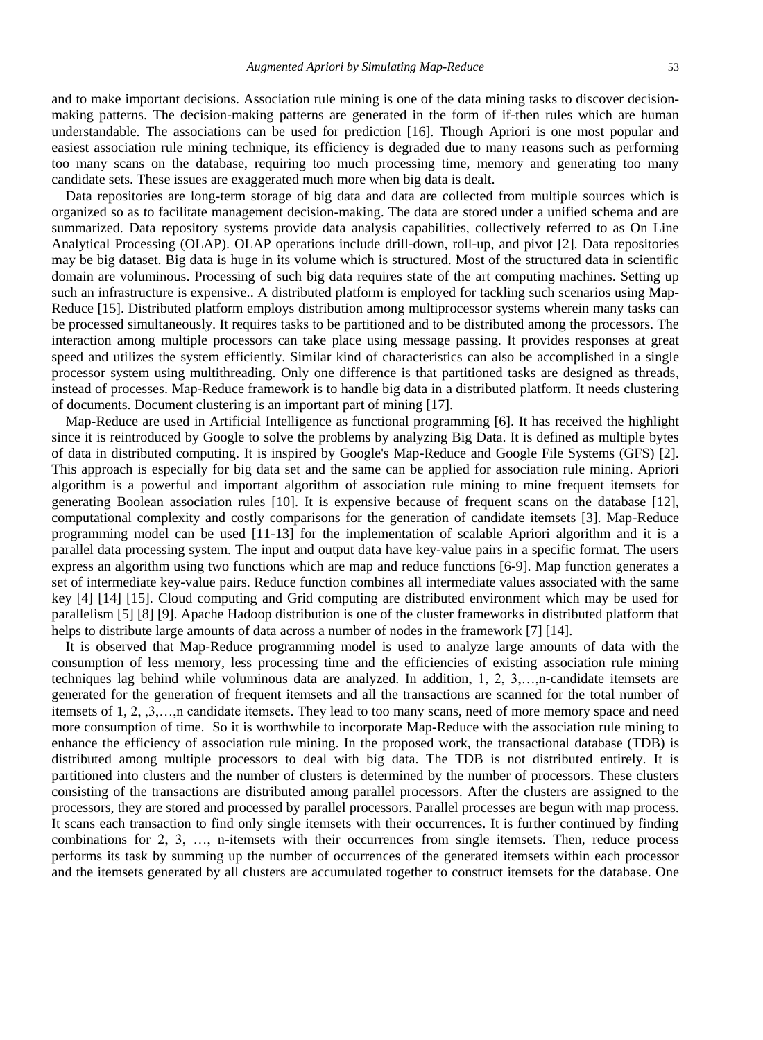and to make important decisions. Association rule mining is one of the data mining tasks to discover decision-making patterns. The decision-making patterns are generated in the form of if-then rules which are human understandable. The associations can be used for prediction [16]. Though Apriori is one most popular and easiest association rule mining technique, its efficiency is degraded due to many reasons such as performing too many scans on the database, requiring too much processing time, memory and generating too many candidate sets. These issues are exaggerated much more when big data is dealt.

Data repositories are long-term storage of big data and data are collected from multiple sources which is organized so as to facilitate management decision-making. The data are stored under a unified schema and are summarized. Data repository systems provide data analysis capabilities, collectively referred to as On Line Analytical Processing (OLAP). OLAP operations include drill-down, roll-up, and pivot [2]. Data repositories may be big dataset. Big data is huge in its volume which is structured. Most of the structured data in scientific domain are voluminous. Processing of such big data requires state of the art computing machines. Setting up such an infrastructure is expensive.. A distributed platform is employed for tackling such scenarios using Map-Reduce [15]. Distributed platform employs distribution among multiprocessor systems wherein many tasks can be processed simultaneously. It requires tasks to be partitioned and to be distributed among the processors. The interaction among multiple processors can take place using message passing. It provides responses at great speed and utilizes the system efficiently. Similar kind of characteristics can also be accomplished in a single processor system using multithreading. Only one difference is that partitioned tasks are designed as threads, instead of processes. Map-Reduce framework is to handle big data in a distributed platform. It needs clustering of documents. Document clustering is an important part of mining [17].

Map-Reduce are used in Artificial Intelligence as functional programming [6]. It has received the highlight since it is reintroduced by Google to solve the problems by analyzing Big Data. It is defined as multiple bytes of data in distributed computing. It is inspired by Google's Map-Reduce and Google File Systems (GFS) [2]. This approach is especially for big data set and the same can be applied for association rule mining. Apriori algorithm is a powerful and important algorithm of association rule mining to mine frequent itemsets for generating Boolean association rules [10]. It is expensive because of frequent scans on the database [12], computational complexity and costly comparisons for the generation of candidate itemsets [3]. Map-Reduce programming model can be used [11-13] for the implementation of scalable Apriori algorithm and it is a parallel data processing system. The input and output data have key-value pairs in a specific format. The users express an algorithm using two functions which are map and reduce functions [6-9]. Map function generates a set of intermediate key-value pairs. Reduce function combines all intermediate values associated with the same key [4] [14] [15]. Cloud computing and Grid computing are distributed environment which may be used for parallelism [5] [8] [9]. Apache Hadoop distribution is one of the cluster frameworks in distributed platform that helps to distribute large amounts of data across a number of nodes in the framework [7] [14].

It is observed that Map-Reduce programming model is used to analyze large amounts of data with the consumption of less memory, less processing time and the efficiencies of existing association rule mining techniques lag behind while voluminous data are analyzed. In addition, 1, 2, 3,…,n-candidate itemsets are generated for the generation of frequent itemsets and all the transactions are scanned for the total number of itemsets of 1, 2, ,3,…,n candidate itemsets. They lead to too many scans, need of more memory space and need more consumption of time. So it is worthwhile to incorporate Map-Reduce with the association rule mining to enhance the efficiency of association rule mining. In the proposed work, the transactional database (TDB) is distributed among multiple processors to deal with big data. The TDB is not distributed entirely. It is partitioned into clusters and the number of clusters is determined by the number of processors. These clusters consisting of the transactions are distributed among parallel processors. After the clusters are assigned to the processors, they are stored and processed by parallel processors. Parallel processes are begun with map process. It scans each transaction to find only single itemsets with their occurrences. It is further continued by finding combinations for 2, 3, …, n-itemsets with their occurrences from single itemsets. Then, reduce process performs its task by summing up the number of occurrences of the generated itemsets within each processor and the itemsets generated by all clusters are accumulated together to construct itemsets for the database. One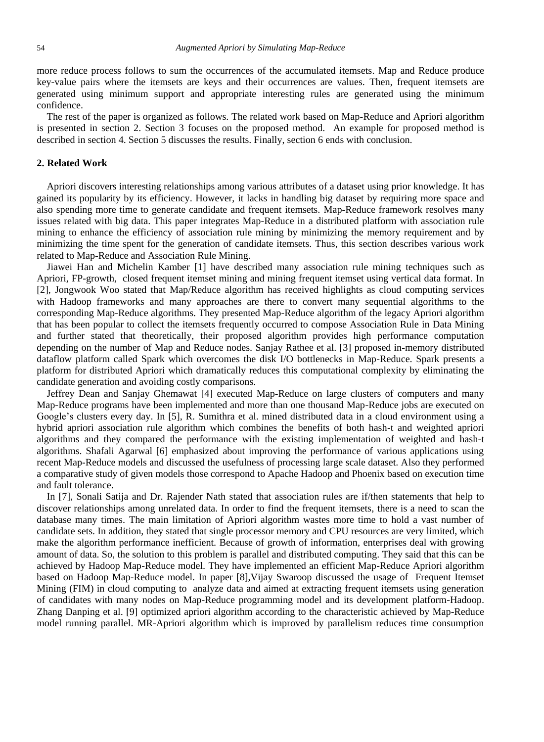more reduce process follows to sum the occurrences of the accumulated itemsets. Map and Reduce produce key-value pairs where the itemsets are keys and their occurrences are values. Then, frequent itemsets are generated using minimum support and appropriate interesting rules are generated using the minimum confidence.

The rest of the paper is organized as follows. The related work based on Map-Reduce and Apriori algorithm is presented in section 2. Section 3 focuses on the proposed method. An example for proposed method is described in section 4. Section 5 discusses the results. Finally, section 6 ends with conclusion.

## 2. Related Work

Apriori discovers interesting relationships among various attributes of a dataset using prior knowledge. It has gained its popularity by its efficiency. However, it lacks in handling big dataset by requiring more space and also spending more time to generate candidate and frequent itemsets. Map-Reduce framework resolves many issues related with big data. This paper integrates Map-Reduce in a distributed platform with association rule mining to enhance the efficiency of association rule mining by minimizing the memory requirement and by minimizing the time spent for the generation of candidate itemsets. Thus, this section describes various work related to Map-Reduce and Association Rule Mining.

Jiawei Han and Michelin Kamber [1] have described many association rule mining techniques such as Apriori, FP-growth, closed frequent itemset mining and mining frequent itemset using vertical data format. In [2], Jongwook Woo stated that Map/Reduce algorithm has received highlights as cloud computing services with Hadoop frameworks and many approaches are there to convert many sequential algorithms to the corresponding Map-Reduce algorithms. They presented Map-Reduce algorithm of the legacy Apriori algorithm that has been popular to collect the itemsets frequently occurred to compose Association Rule in Data Mining and further stated that theoretically, their proposed algorithm provides high performance computation depending on the number of Map and Reduce nodes. Sanjay Rathee et al. [3] proposed in-memory distributed dataflow platform called Spark which overcomes the disk I/O bottlenecks in Map-Reduce. Spark presents a platform for distributed Apriori which dramatically reduces this computational complexity by eliminating the candidate generation and avoiding costly comparisons.

Jeffrey Dean and Sanjay Ghemawat [4] executed Map-Reduce on large clusters of computers and many Map-Reduce programs have been implemented and more than one thousand Map-Reduce jobs are executed on Google's clusters every day. In [5], R. Sumithra et al. mined distributed data in a cloud environment using a hybrid apriori association rule algorithm which combines the benefits of both hash-t and weighted apriori algorithms and they compared the performance with the existing implementation of weighted and hash-t algorithms. Shafali Agarwal [6] emphasized about improving the performance of various applications using recent Map-Reduce models and discussed the usefulness of processing large scale dataset. Also they performed a comparative study of given models those correspond to Apache Hadoop and Phoenix based on execution time and fault tolerance.

In [7], Sonali Satija and Dr. Rajender Nath stated that association rules are if/then statements that help to discover relationships among unrelated data. In order to find the frequent itemsets, there is a need to scan the database many times. The main limitation of Apriori algorithm wastes more time to hold a vast number of candidate sets. In addition, they stated that single processor memory and CPU resources are very limited, which make the algorithm performance inefficient. Because of growth of information, enterprises deal with growing amount of data. So, the solution to this problem is parallel and distributed computing. They said that this can be achieved by Hadoop Map-Reduce model. They have implemented an efficient Map-Reduce Apriori algorithm based on Hadoop Map-Reduce model. In paper [8],Vijay Swaroop discussed the usage of Frequent Itemset Mining (FIM) in cloud computing to analyze data and aimed at extracting frequent itemsets using generation of candidates with many nodes on Map-Reduce programming model and its development platform-Hadoop. Zhang Danping et al. [9] optimized apriori algorithm according to the characteristic achieved by Map-Reduce model running parallel. MR-Apriori algorithm which is improved by parallelism reduces time consumption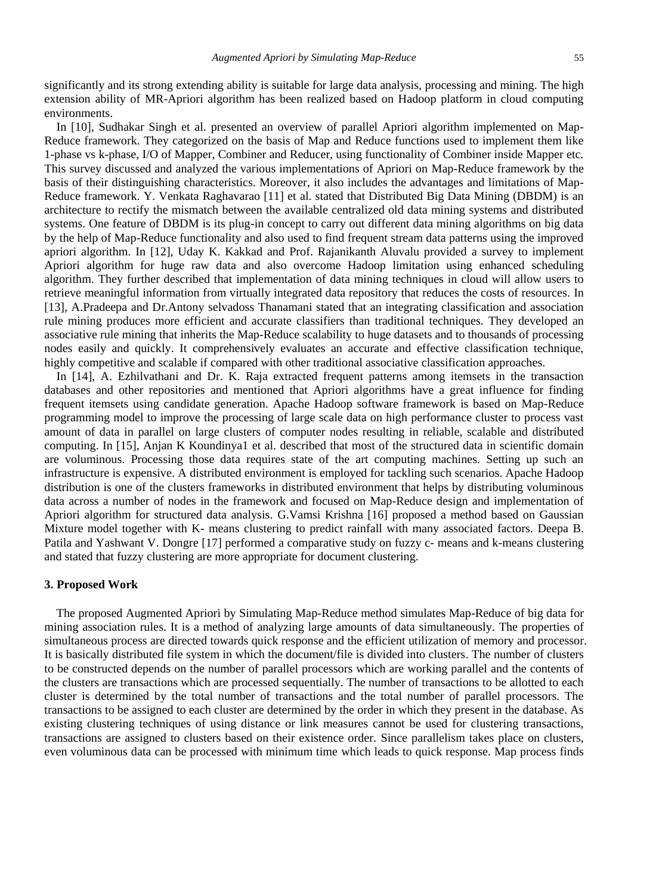significantly and its strong extending ability is suitable for large data analysis, processing and mining. The high extension ability of MR-Apriori algorithm has been realized based on Hadoop platform in cloud computing environments.

In [10], Sudhakar Singh et al. presented an overview of parallel Apriori algorithm implemented on Map-Reduce framework. They categorized on the basis of Map and Reduce functions used to implement them like 1-phase vs k-phase, I/O of Mapper, Combiner and Reducer, using functionality of Combiner inside Mapper etc. This survey discussed and analyzed the various implementations of Apriori on Map-Reduce framework by the basis of their distinguishing characteristics. Moreover, it also includes the advantages and limitations of Map-Reduce framework. Y. Venkata Raghavarao [11] et al. stated that Distributed Big Data Mining (DBDM) is an architecture to rectify the mismatch between the available centralized old data mining systems and distributed systems. One feature of DBDM is its plug-in concept to carry out different data mining algorithms on big data by the help of Map-Reduce functionality and also used to find frequent stream data patterns using the improved apriori algorithm. In [12], Uday K. Kakkad and Prof. Rajanikanth Aluvalu provided a survey to implement Apriori algorithm for huge raw data and also overcome Hadoop limitation using enhanced scheduling algorithm. They further described that implementation of data mining techniques in cloud will allow users to retrieve meaningful information from virtually integrated data repository that reduces the costs of resources. In [13], A.Pradeepa and Dr.Antony selvadoss Thanamani stated that an integrating classification and association rule mining produces more efficient and accurate classifiers than traditional techniques. They developed an associative rule mining that inherits the Map-Reduce scalability to huge datasets and to thousands of processing nodes easily and quickly. It comprehensively evaluates an accurate and effective classification technique, highly competitive and scalable if compared with other traditional associative classification approaches.

In [14], A. Ezhilvathani and Dr. K. Raja extracted frequent patterns among itemsets in the transaction databases and other repositories and mentioned that Apriori algorithms have a great influence for finding frequent itemsets using candidate generation. Apache Hadoop software framework is based on Map-Reduce programming model to improve the processing of large scale data on high performance cluster to process vast amount of data in parallel on large clusters of computer nodes resulting in reliable, scalable and distributed computing. In [15], Anjan K Koundinya1 et al. described that most of the structured data in scientific domain are voluminous. Processing those data requires state of the art computing machines. Setting up such an infrastructure is expensive. A distributed environment is employed for tackling such scenarios. Apache Hadoop distribution is one of the clusters frameworks in distributed environment that helps by distributing voluminous data across a number of nodes in the framework and focused on Map-Reduce design and implementation of Apriori algorithm for structured data analysis. G.Vamsi Krishna [16] proposed a method based on Gaussian Mixture model together with K- means clustering to predict rainfall with many associated factors. Deepa B. Patila and Yashwant V. Dongre [17] performed a comparative study on fuzzy c- means and k-means clustering and stated that fuzzy clustering are more appropriate for document clustering.

## 3. Proposed Work

The proposed Augmented Apriori by Simulating Map-Reduce method simulates Map-Reduce of big data for mining association rules. It is a method of analyzing large amounts of data simultaneously. The properties of simultaneous process are directed towards quick response and the efficient utilization of memory and processor. It is basically distributed file system in which the document/file is divided into clusters. The number of clusters to be constructed depends on the number of parallel processors which are working parallel and the contents of the clusters are transactions which are processed sequentially. The number of transactions to be allotted to each cluster is determined by the total number of transactions and the total number of parallel processors. The transactions to be assigned to each cluster are determined by the order in which they present in the database. As existing clustering techniques of using distance or link measures cannot be used for clustering transactions, transactions are assigned to clusters based on their existence order. Since parallelism takes place on clusters, even voluminous data can be processed with minimum time which leads to quick response. Map process finds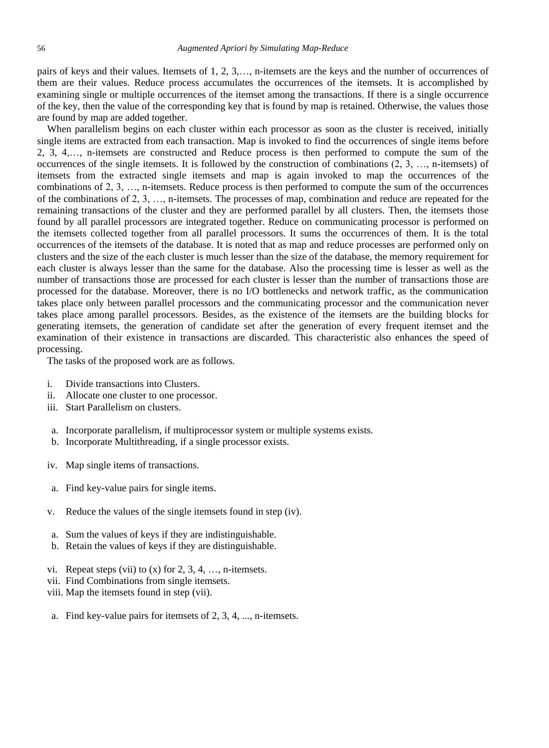pairs of keys and their values. Itemsets of 1, 2, 3,…, n-itemsets are the keys and the number of occurrences of them are their values. Reduce process accumulates the occurrences of the itemsets. It is accomplished by examining single or multiple occurrences of the itemset among the transactions. If there is a single occurrence of the key, then the value of the corresponding key that is found by map is retained. Otherwise, the values those are found by map are added together.

When parallelism begins on each cluster within each processor as soon as the cluster is received, initially single items are extracted from each transaction. Map is invoked to find the occurrences of single items before 2, 3, 4,…, n-itemsets are constructed and Reduce process is then performed to compute the sum of the occurrences of the single itemsets. It is followed by the construction of combinations (2, 3, …, n-itemsets) of itemsets from the extracted single itemsets and map is again invoked to map the occurrences of the combinations of 2, 3, …, n-itemsets. Reduce process is then performed to compute the sum of the occurrences of the combinations of 2, 3, …, n-itemsets. The processes of map, combination and reduce are repeated for the remaining transactions of the cluster and they are performed parallel by all clusters. Then, the itemsets those found by all parallel processors are integrated together. Reduce on communicating processor is performed on the itemsets collected together from all parallel processors. It sums the occurrences of them. It is the total occurrences of the itemsets of the database. It is noted that as map and reduce processes are performed only on clusters and the size of the each cluster is much lesser than the size of the database, the memory requirement for each cluster is always lesser than the same for the database. Also the processing time is lesser as well as the number of transactions those are processed for each cluster is lesser than the number of transactions those are processed for the database. Moreover, there is no I/O bottlenecks and network traffic, as the communication takes place only between parallel processors and the communicating processor and the communication never takes place among parallel processors. Besides, as the existence of the itemsets are the building blocks for generating itemsets, the generation of candidate set after the generation of every frequent itemset and the examination of their existence in transactions are discarded. This characteristic also enhances the speed of processing.

The tasks of the proposed work are as follows.

i. Divide transactions into Clusters.
ii. Allocate one cluster to one processor.
iii. Start Parallelism on clusters.

  a. Incorporate parallelism, if multiprocessor system or multiple systems exists.
  b. Incorporate Multithreading, if a single processor exists.

iv. Map single items of transactions.

  a. Find key-value pairs for single items.

v. Reduce the values of the single itemsets found in step (iv).

  a. Sum the values of keys if they are indistinguishable.
  b. Retain the values of keys if they are distinguishable.

vi. Repeat steps (vii) to (x) for 2, 3, 4, …, n-itemsets.
vii. Find Combinations from single itemsets.
viii. Map the itemsets found in step (vii).

  a. Find key-value pairs for itemsets of 2, 3, 4, ..., n-itemsets.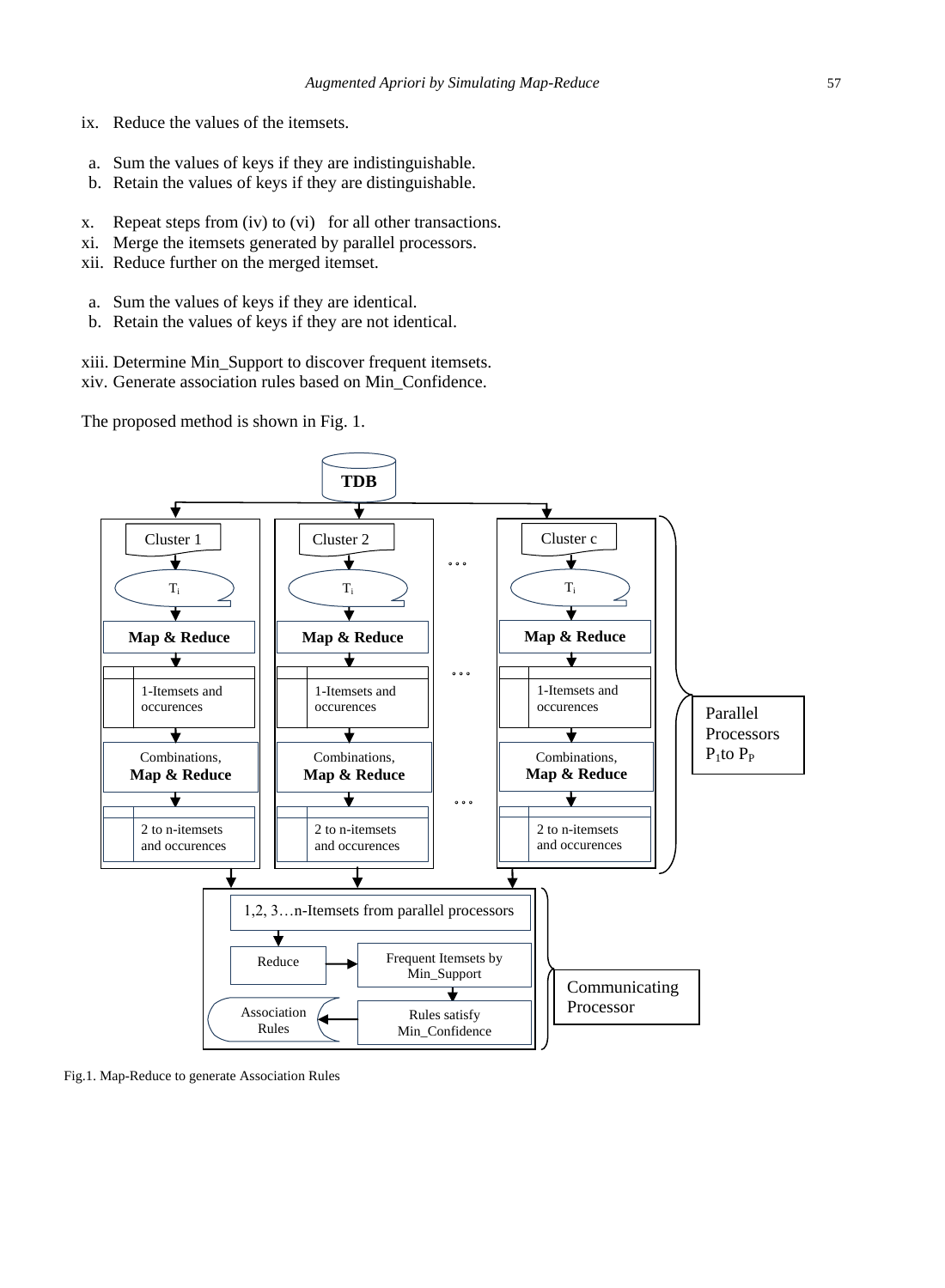ix. Reduce the values of the itemsets.

a. Sum the values of keys if they are indistinguishable.
b. Retain the values of keys if they are distinguishable.

x. Repeat steps from (iv) to (vi) for all other transactions.
xi. Merge the itemsets generated by parallel processors.
xii. Reduce further on the merged itemset.

a. Sum the values of keys if they are identical.
b. Retain the values of keys if they are not identical.

xiii. Determine Min_Support to discover frequent itemsets.
xiv. Generate association rules based on Min_Confidence.

The proposed method is shown in Fig. 1.

Fig.1. Map-Reduce to generate Association Rules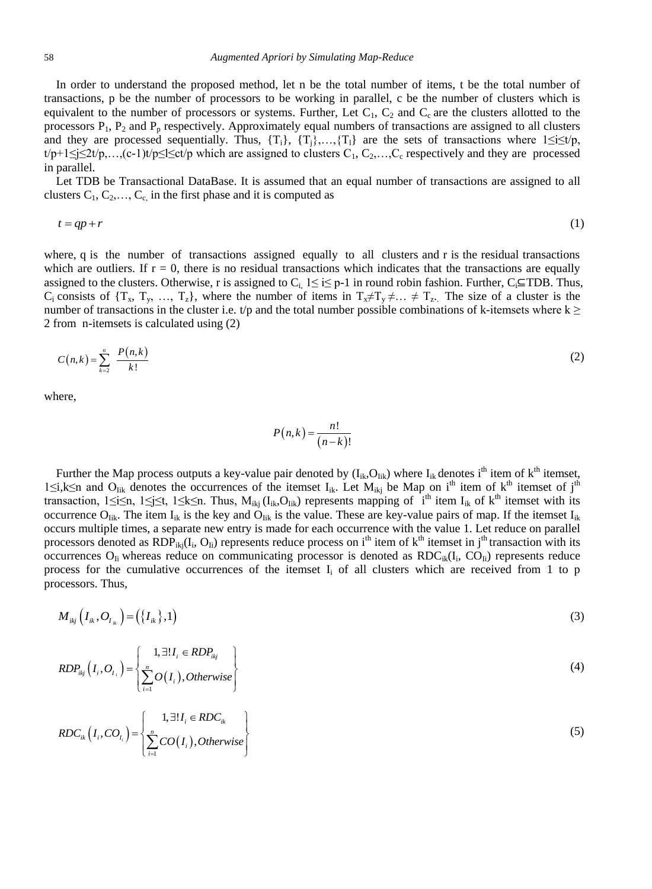In order to understand the proposed method, let n be the total number of items, t be the total number of transactions, p be the number of processors to be working in parallel, c be the number of clusters which is equivalent to the number of processors or systems. Further, Let $C_1$, $C_2$ and $C_c$ are the clusters allotted to the processors $P_1$, $P_2$ and $P_p$ respectively. Approximately equal numbers of transactions are assigned to all clusters and they are processed sequentially. Thus, $\{T_i\}$, $\{T_j\}$,…,$\{T_l\}$ are the sets of transactions where $1 \le i \le t/p$, $t/p+1 \le j \le 2t/p$,…,$(c-1)t/p \le l \le ct/p$ which are assigned to clusters $C_1, C_2, \ldots, C_c$ respectively and they are processed in parallel.

Let TDB be Transactional DataBase. It is assumed that an equal number of transactions are assigned to all clusters $C_1, C_2, \ldots, C_c$, in the first phase and it is computed as

$$t = qp + r \tag{1}$$

where, q is the number of transactions assigned equally to all clusters and r is the residual transactions which are outliers. If r = 0, there is no residual transactions which indicates that the transactions are equally assigned to the clusters. Otherwise, r is assigned to $C_i$, $1 \le i \le p-1$ in round robin fashion. Further, $C_i \subseteq TDB$. Thus, $C_i$ consists of $\{T_x, T_y, \ldots, T_z\}$, where the number of items in $T_x \ne T_y \ne \ldots \ne T_z$. The size of a cluster is the number of transactions in the cluster i.e. t/p and the total number possible combinations of k-itemsets where $k \ge 2$ from n-itemsets is calculated using (2)

$$C(n,k) = \sum_{k=2}^{n} \frac{P(n,k)}{k!} \tag{2}$$

where,

$$P(n,k) = \frac{n!}{(n-k)!}$$

Further the Map process outputs a key-value pair denoted by $(I_{ik}, O_{Iik})$ where $I_{ik}$ denotes $i^{th}$ item of $k^{th}$ itemset, $1 \le i,k \le n$ and $O_{Iik}$ denotes the occurrences of the itemset $I_{ik}$. Let $M_{ikj}$ be Map on $i^{th}$ item of $k^{th}$ itemset of $j^{th}$ transaction, $1 \le i \le n$, $1 \le j \le t$, $1 \le k \le n$. Thus, $M_{ikj}(I_{ik}, O_{Iik})$ represents mapping of $i^{th}$ item $I_{ik}$ of $k^{th}$ itemset with its occurrence $O_{Iik}$. The item $I_{ik}$ is the key and $O_{Iik}$ is the value. These are key-value pairs of map. If the itemset $I_{ik}$ occurs multiple times, a separate new entry is made for each occurrence with the value 1. Let reduce on parallel processors denoted as $RDP_{ikj}(I_i, O_{Ii})$ represents reduce process on $i^{th}$ item of $k^{th}$ itemset in $j^{th}$ transaction with its occurrences $O_{Ii}$ whereas reduce on communicating processor is denoted as $RDC_{ik}(I_i, CO_{Ii})$ represents reduce process for the cumulative occurrences of the itemset $I_i$ of all clusters which are received from 1 to p processors. Thus,

$$M_{ikj}\left(I_{ik}, O_{I_{ik}}\right) = \left(\{I_{ik}\}, 1\right) \tag{3}$$

$$RDP_{ikj}\left(I_i, O_{I_i}\right) = \left\{ \begin{array}{l} 1, \exists! I_i \in RDP_{ikj} \\ \sum_{i=1}^{n} O\left(I_i\right), Otherwise \end{array} \right\} \tag{4}$$

$$RDC_{ik}\left(I_i, CO_{I_i}\right) = \left\{ \begin{array}{l} 1, \exists! I_i \in RDC_{ik} \\ \sum_{i=1}^{n} CO\left(I_i\right), Otherwise \end{array} \right\} \tag{5}$$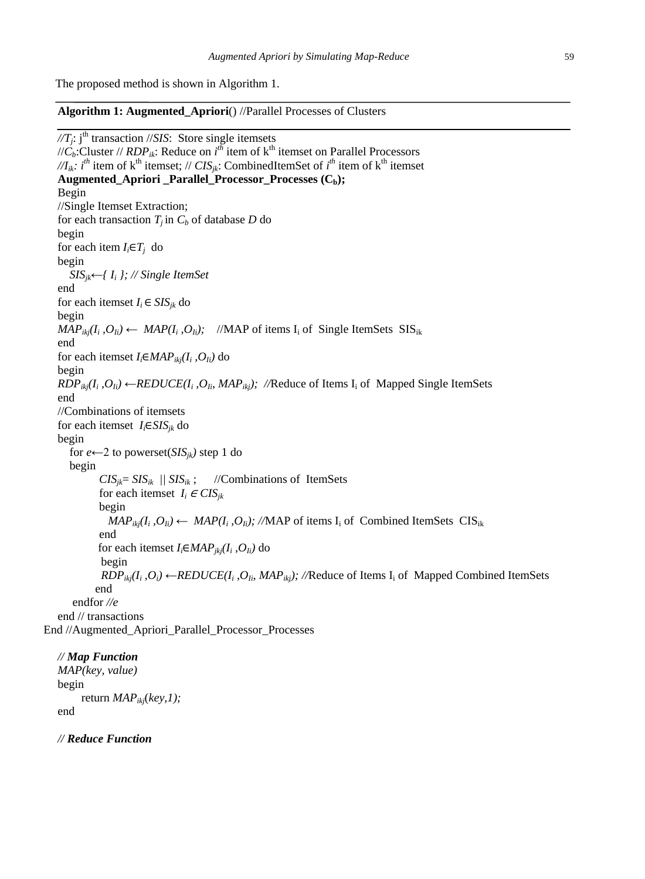The proposed method is shown in Algorithm 1.

---

**Algorithm 1: Augmented_Apriori**() //Parallel Processes of Clusters

---

```
//Tj: jth transaction //SIS: Store single itemsets
//Cb:Cluster // RDPik: Reduce on ith item of kth itemset on Parallel Processors
//Iik: ith item of kth itemset; // CISjk: CombinedItemSet of ith item of kth itemset
Augmented_Apriori _Parallel_Processor_Processes (Cb);
Begin
//Single Itemset Extraction;
for each transaction Tj in Cb of database D do
begin
for each item Ii∈Tj  do
begin
   SISjk←{ Ii }; // Single ItemSet
end
for each itemset Ii ∈ SISjk do
begin
MAPikj(Ii ,OIi) ← MAP(Ii ,OIi);    //MAP of items Ii of Single ItemSets SISik
end
for each itemset Ii∈MAPikj(Ii ,OIi) do
begin
RDPikj(Ii ,OIi) ←REDUCE(Ii ,OIi, MAPikj);  //Reduce of Items Ii of Mapped Single ItemSets
end
//Combinations of itemsets
for each itemset  Ii∈SISjk do
begin
   for e←2 to powerset(SISjk) step 1 do
   begin
         CISjk= SISik  || SISik ;     //Combinations of ItemSets
         for each itemset  Ii ∈ CISjk
         begin
            MAPikj(Ii ,OIi) ← MAP(Ii ,OIi); //MAP of items Ii of Combined ItemSets CISik
         end
         for each itemset Ii∈MAPjkj(Ii ,OIi) do
          begin
          RDPikj(Ii ,Oi) ←REDUCE(Ii ,OIi, MAPikj); //Reduce of Items Ii of Mapped Combined ItemSets
         end
    endfor //e
end // transactions
End //Augmented_Apriori_Parallel_Processor_Processes

// Map Function
MAP(key, value)
begin
      return MAPikj(key,1);
end

// Reduce Function
```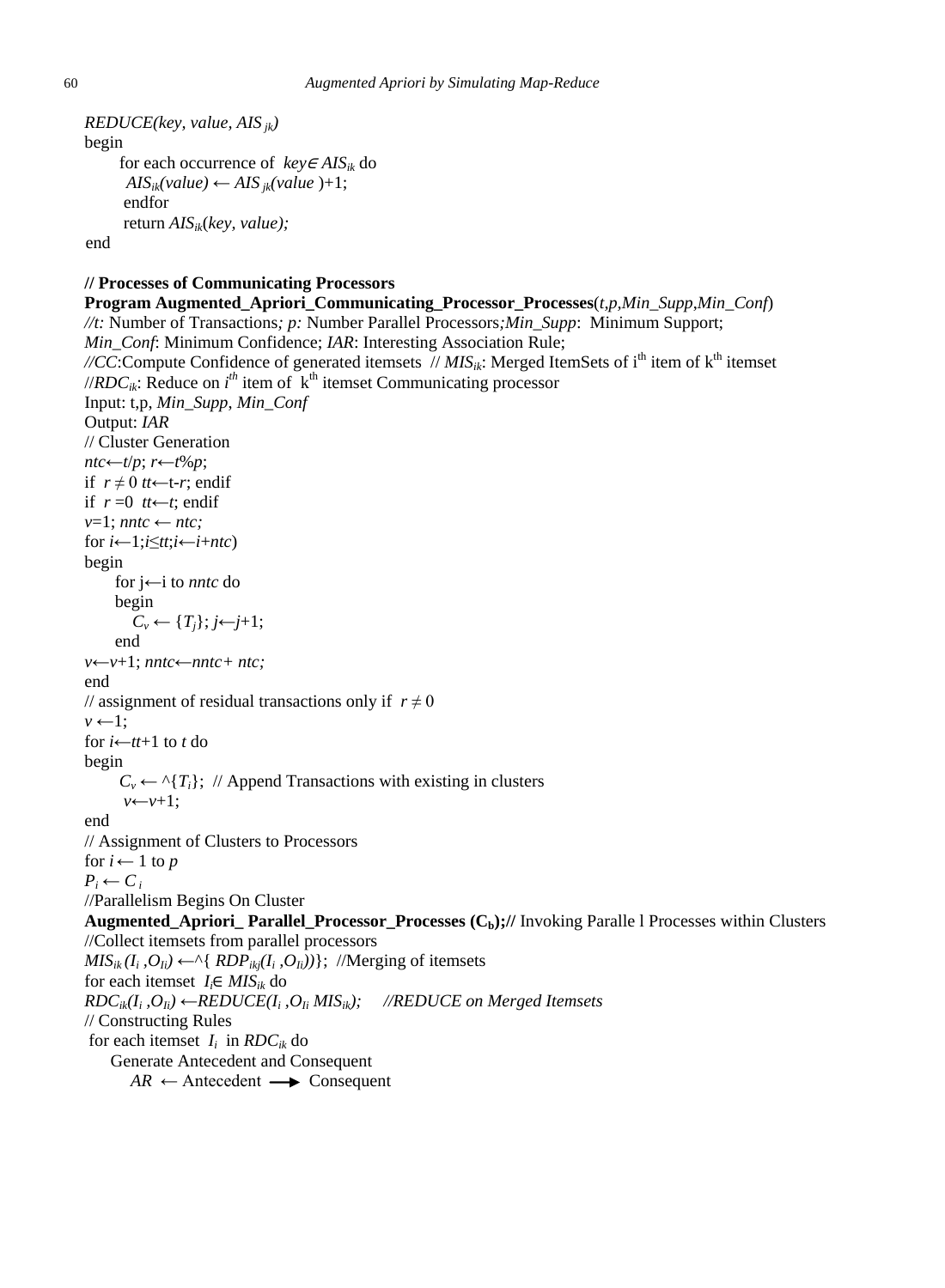*REDUCE(key, value, AIS $_{jk}$)*
begin
    for each occurrence of *key* $\in$ $AIS_{ik}$ do
    $AIS_{ik}(value) \leftarrow AIS_{jk}(value)+1$;
    endfor
    return $AIS_{ik}(key, value)$;
end

**// Processes of Communicating Processors**
**Program Augmented_Apriori_Communicating_Processor_Processes**(*t*,*p*,*Min_Supp*,*Min_Conf*)
*//t:* Number of Transactions*; p:* Number Parallel Processors*;Min_Supp*: Minimum Support;
*Min_Conf*: Minimum Confidence; *IAR*: Interesting Association Rule;
*//CC*:Compute Confidence of generated itemsets // $MIS_{ik}$: Merged ItemSets of i[th] item of k[th] itemset
//$RDC_{ik}$: Reduce on $i^{th}$ item of k[th] itemset Communicating processor
Input: t,p, *Min_Supp*, *Min_Conf*
Output: *IAR*
// Cluster Generation
$ntc \leftarrow t/p$; $r \leftarrow t\%p$;
if $r \neq 0$ $tt \leftarrow t-r$; endif
if $r = 0$ $tt \leftarrow t$; endif
$v=1$; $nntc \leftarrow ntc$;
for $i \leftarrow 1; i \leq tt; i \leftarrow i+ntc$)
begin
    for $j \leftarrow i$ to *nntc* do
    begin
        $C_v \leftarrow \{T_j\}$; $j \leftarrow j+1$;
    end
$v \leftarrow v+1$; $nntc \leftarrow nntc+ntc$;
end
// assignment of residual transactions only if $r \neq 0$
$v \leftarrow 1$;
for $i \leftarrow tt+1$ to $t$ do
begin
    $C_v \leftarrow \wedge\{T_i\}$; // Append Transactions with existing in clusters
    $v \leftarrow v+1$;
end
// Assignment of Clusters to Processors
for $i \leftarrow 1$ to $p$
$P_i \leftarrow C_i$
//Parallelism Begins On Cluster
**Augmented_Apriori_ Parallel_Processor_Processes ($C_b$);//** Invoking Paralle l Processes within Clusters
//Collect itemsets from parallel processors
$MIS_{ik}(I_i, O_{Ii}) \leftarrow \wedge\{RDP_{ikj}(I_i, O_{Ii}))\}$; //Merging of itemsets
for each itemset $I_i \in MIS_{ik}$ do
$RDC_{ik}(I_i, O_{Ii}) \leftarrow REDUCE(I_i, O_{Ii}\ MIS_{ik})$; *//REDUCE on Merged Itemsets*
// Constructing Rules
for each itemset $I_i$ in $RDC_{ik}$ do
    Generate Antecedent and Consequent
        $AR \leftarrow$ Antecedent $\longrightarrow$ Consequent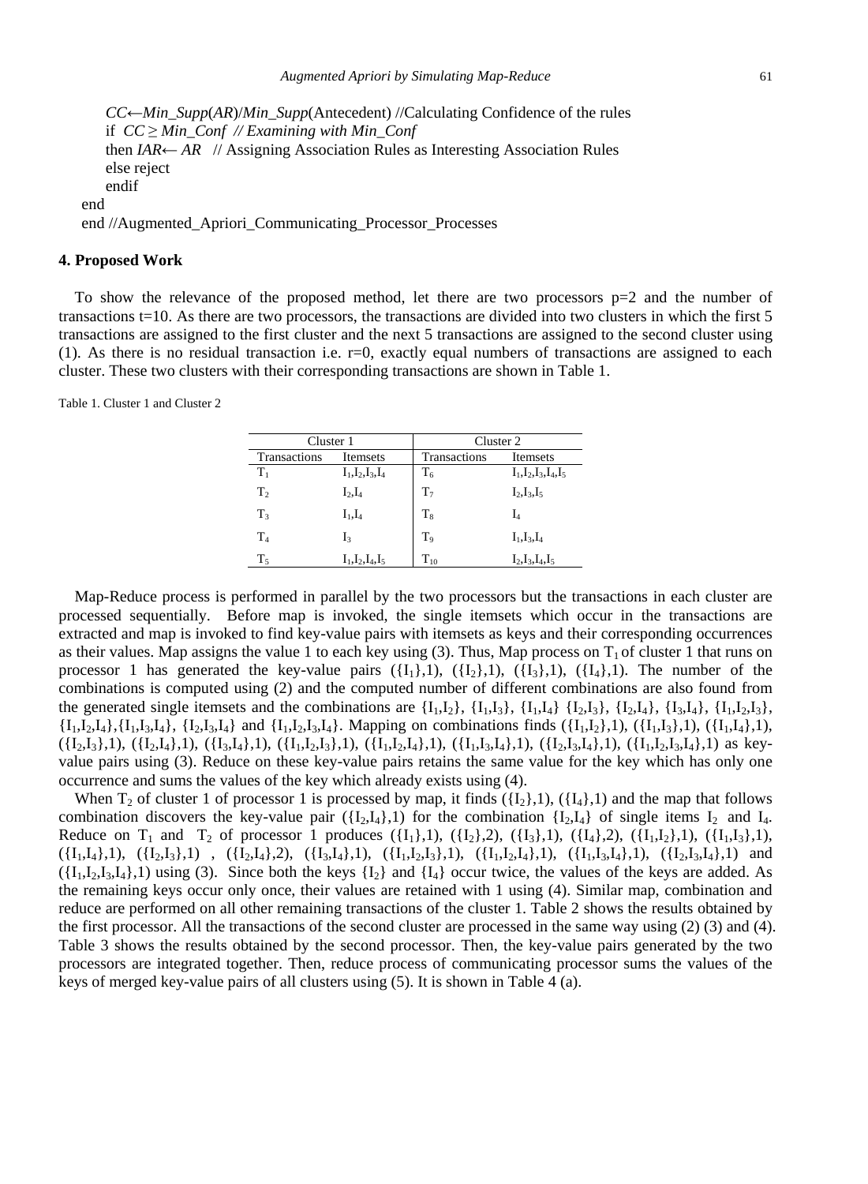*CC*←*Min_Supp*(*AR*)/*Min_Supp*(Antecedent) //Calculating Confidence of the rules
if *CC* ≥ *Min_Conf // Examining with Min_Conf*
then *IAR*← *AR* // Assigning Association Rules as Interesting Association Rules
else reject
endif
end
end //Augmented_Apriori_Communicating_Processor_Processes

### 4. Proposed Work

To show the relevance of the proposed method, let there are two processors p=2 and the number of transactions t=10. As there are two processors, the transactions are divided into two clusters in which the first 5 transactions are assigned to the first cluster and the next 5 transactions are assigned to the second cluster using (1). As there is no residual transaction i.e. r=0, exactly equal numbers of transactions are assigned to each cluster. These two clusters with their corresponding transactions are shown in Table 1.

Table 1. Cluster 1 and Cluster 2

| Cluster 1 | | Cluster 2 | |
|---|---|---|---|
| Transactions | Itemsets | Transactions | Itemsets |
| $T_1$ | $I_1,I_2,I_3,I_4$ | $T_6$ | $I_1,I_2,I_3,I_4,I_5$ |
| $T_2$ | $I_2,I_4$ | $T_7$ | $I_2,I_3,I_5$ |
| $T_3$ | $I_1,I_4$ | $T_8$ | $I_4$ |
| $T_4$ | $I_3$ | $T_9$ | $I_1,I_3,I_4$ |
| $T_5$ | $I_1,I_2,I_4,I_5$ | $T_{10}$ | $I_2,I_3,I_4,I_5$ |

Map-Reduce process is performed in parallel by the two processors but the transactions in each cluster are processed sequentially. Before map is invoked, the single itemsets which occur in the transactions are extracted and map is invoked to find key-value pairs with itemsets as keys and their corresponding occurrences as their values. Map assigns the value 1 to each key using (3). Thus, Map process on $T_1$ of cluster 1 that runs on processor 1 has generated the key-value pairs ({$I_1$},1), ({$I_2$},1), ({$I_3$},1), ({$I_4$},1). The number of the combinations is computed using (2) and the computed number of different combinations are also found from the generated single itemsets and the combinations are {$I_1,I_2$}, {$I_1,I_3$}, {$I_1,I_4$} {$I_2,I_3$}, {$I_2,I_4$}, {$I_3,I_4$}, {$I_1,I_2,I_3$}, {$I_1,I_2,I_4$},{$I_1,I_3,I_4$}, {$I_2,I_3,I_4$} and {$I_1,I_2,I_3,I_4$}. Mapping on combinations finds ({$I_1,I_2$},1), ({$I_1,I_3$},1), ({$I_1,I_4$},1), ({$I_2,I_3$},1), ({$I_2,I_4$},1), ({$I_3,I_4$},1), ({$I_1,I_2,I_3$},1), ({$I_1,I_2,I_4$},1), ({$I_1,I_3,I_4$},1), ({$I_2,I_3,I_4$},1), ({$I_1,I_2,I_3,I_4$},1) as key-value pairs using (3). Reduce on these key-value pairs retains the same value for the key which has only one occurrence and sums the values of the key which already exists using (4).

When $T_2$ of cluster 1 of processor 1 is processed by map, it finds ({$I_2$},1), ({$I_4$},1) and the map that follows combination discovers the key-value pair ({$I_2,I_4$},1) for the combination {$I_2,I_4$} of single items $I_2$ and $I_4$. Reduce on $T_1$ and $T_2$ of processor 1 produces ({$I_1$},1), ({$I_2$},2), ({$I_3$},1), ({$I_4$},2), ({$I_1,I_2$},1), ({$I_1,I_3$},1), ({$I_1,I_4$},1), ({$I_2,I_3$},1) , ({$I_2,I_4$},2), ({$I_3,I_4$},1), ({$I_1,I_2,I_3$},1), ({$I_1,I_2,I_4$},1), ({$I_1,I_3,I_4$},1), ({$I_2,I_3,I_4$},1) and ({$I_1,I_2,I_3,I_4$},1) using (3). Since both the keys {$I_2$} and {$I_4$} occur twice, the values of the keys are added. As the remaining keys occur only once, their values are retained with 1 using (4). Similar map, combination and reduce are performed on all other remaining transactions of the cluster 1. Table 2 shows the results obtained by the first processor. All the transactions of the second cluster are processed in the same way using (2) (3) and (4). Table 3 shows the results obtained by the second processor. Then, the key-value pairs generated by the two processors are integrated together. Then, reduce process of communicating processor sums the values of the keys of merged key-value pairs of all clusters using (5). It is shown in Table 4 (a).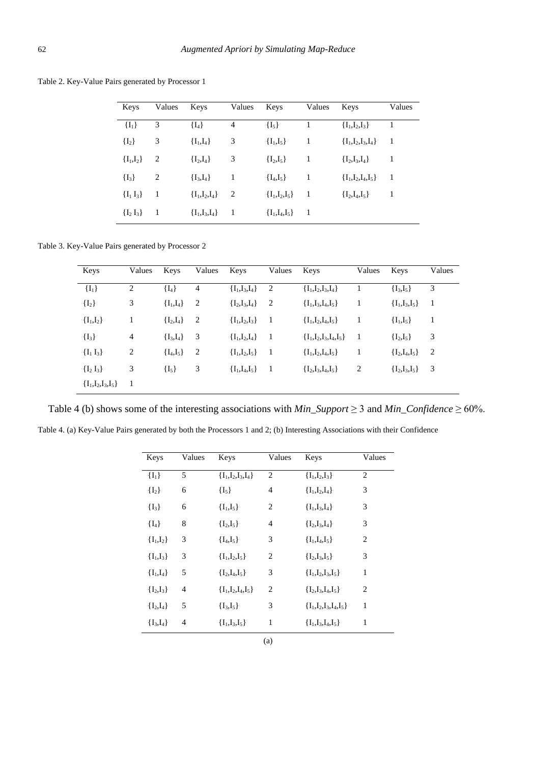Table 2. Key-Value Pairs generated by Processor 1

| Keys | Values | Keys | Values | Keys | Values | Keys | Values |
|---|---|---|---|---|---|---|---|
| $\{I_1\}$ | 3 | $\{I_4\}$ | 4 | $\{I_5\}$ | 1 | $\{I_1,I_2,I_3\}$ | 1 |
| $\{I_2\}$ | 3 | $\{I_1,I_4\}$ | 3 | $\{I_1,I_5\}$ | 1 | $\{I_1,I_2,I_3,I_4\}$ | 1 |
| $\{I_1,I_2\}$ | 2 | $\{I_2,I_4\}$ | 3 | $\{I_2,I_5\}$ | 1 | $\{I_2,I_3,I_4\}$ | 1 |
| $\{I_3\}$ | 2 | $\{I_3,I_4\}$ | 1 | $\{I_4,I_5\}$ | 1 | $\{I_1,I_2,I_4,I_5\}$ | 1 |
| $\{I_1\ I_3\}$ | 1 | $\{I_1,I_2,I_4\}$ | 2 | $\{I_1,I_2,I_5\}$ | 1 | $\{I_2,I_4,I_5\}$ | 1 |
| $\{I_2\ I_3\}$ | 1 | $\{I_1,I_3,I_4\}$ | 1 | $\{I_1,I_4,I_5\}$ | 1 | | |

Table 3. Key-Value Pairs generated by Processor 2

| Keys | Values | Keys | Values | Keys | Values | Keys | Values | Keys | Values |
|---|---|---|---|---|---|---|---|---|---|
| $\{I_1\}$ | 2 | $\{I_4\}$ | 4 | $\{I_1,I_3,I_4\}$ | 2 | $\{I_1,I_2,I_3,I_4\}$ | 1 | $\{I_3,I_5\}$ | 3 |
| $\{I_2\}$ | 3 | $\{I_1,I_4\}$ | 2 | $\{I_2,I_3,I_4\}$ | 2 | $\{I_1,I_3,I_4,I_5\}$ | 1 | $\{I_1,I_3,I_5\}$ | 1 |
| $\{I_1,I_2\}$ | 1 | $\{I_2,I_4\}$ | 2 | $\{I_1,I_2,I_3\}$ | 1 | $\{I_1,I_2,I_4,I_5\}$ | 1 | $\{I_1,I_5\}$ | 1 |
| $\{I_3\}$ | 4 | $\{I_3,I_4\}$ | 3 | $\{I_1,I_2,I_4\}$ | 1 | $\{I_1,I_2,I_3,I_4,I_5\}$ | 1 | $\{I_2,I_5\}$ | 3 |
| $\{I_1\ I_3\}$ | 2 | $\{I_4,I_5\}$ | 2 | $\{I_1,I_2,I_5\}$ | 1 | $\{I_1,I_2,I_4,I_5\}$ | 1 | $\{I_2,I_4,I_5\}$ | 2 |
| $\{I_2\ I_3\}$ | 3 | $\{I_5\}$ | 3 | $\{I_1,I_4,I_5\}$ | 1 | $\{I_2,I_3,I_4,I_5\}$ | 2 | $\{I_2,I_3,I_5\}$ | 3 |
| $\{I_1,I_2,I_3,I_5\}$ | 1 | | | | | | | | |

Table 4 (b) shows some of the interesting associations with *Min_Support* $\geq 3$ and *Min_Confidence* $\geq 60\%$.

Table 4. (a) Key-Value Pairs generated by both the Processors 1 and 2; (b) Interesting Associations with their Confidence

| Keys | Values | Keys | Values | Keys | Values |
|---|---|---|---|---|---|
| $\{I_1\}$ | 5 | $\{I_1,I_2,I_3,I_4\}$ | 2 | $\{I_1,I_2,I_3\}$ | 2 |
| $\{I_2\}$ | 6 | $\{I_5\}$ | 4 | $\{I_1,I_2,I_4\}$ | 3 |
| $\{I_3\}$ | 6 | $\{I_1,I_5\}$ | 2 | $\{I_1,I_3,I_4\}$ | 3 |
| $\{I_4\}$ | 8 | $\{I_2,I_5\}$ | 4 | $\{I_2,I_3,I_4\}$ | 3 |
| $\{I_1,I_2\}$ | 3 | $\{I_4,I_5\}$ | 3 | $\{I_1,I_4,I_5\}$ | 2 |
| $\{I_1,I_3\}$ | 3 | $\{I_1,I_2,I_5\}$ | 2 | $\{I_2,I_3,I_5\}$ | 3 |
| $\{I_1,I_4\}$ | 5 | $\{I_2,I_4,I_5\}$ | 3 | $\{I_1,I_2,I_3,I_5\}$ | 1 |
| $\{I_2,I_3\}$ | 4 | $\{I_1,I_2,I_4,I_5\}$ | 2 | $\{I_2,I_3,I_4,I_5\}$ | 2 |
| $\{I_2,I_4\}$ | 5 | $\{I_3,I_5\}$ | 3 | $\{I_1,I_2,I_3,I_4,I_5\}$ | 1 |
| $\{I_3,I_4\}$ | 4 | $\{I_1,I_3,I_5\}$ | 1 | $\{I_1,I_3,I_4,I_5\}$ | 1 |

(a)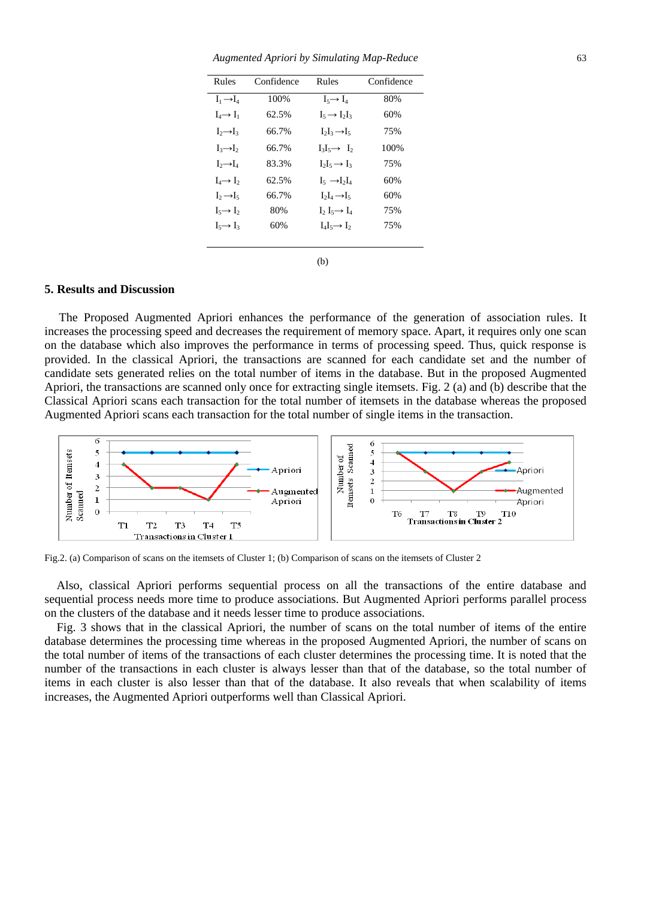| Rules | Confidence | Rules | Confidence |
|---|---|---|---|
| $I_1 \rightarrow I_4$ | 100% | $I_5 \rightarrow I_4$ | 80% |
| $I_4 \rightarrow I_1$ | 62.5% | $I_5 \rightarrow I_2I_3$ | 60% |
| $I_2 \rightarrow I_3$ | 66.7% | $I_2I_3 \rightarrow I_5$ | 75% |
| $I_3 \rightarrow I_2$ | 66.7% | $I_3I_5 \rightarrow I_2$ | 100% |
| $I_2 \rightarrow I_4$ | 83.3% | $I_2I_5 \rightarrow I_3$ | 75% |
| $I_4 \rightarrow I_2$ | 62.5% | $I_5 \rightarrow I_2I_4$ | 60% |
| $I_2 \rightarrow I_5$ | 66.7% | $I_2I_4 \rightarrow I_5$ | 60% |
| $I_5 \rightarrow I_2$ | 80% | $I_2 I_5 \rightarrow I_4$ | 75% |
| $I_5 \rightarrow I_3$ | 60% | $I_4I_5 \rightarrow I_2$ | 75% |

(b)

## 5. Results and Discussion

The Proposed Augmented Apriori enhances the performance of the generation of association rules. It increases the processing speed and decreases the requirement of memory space. Apart, it requires only one scan on the database which also improves the performance in terms of processing speed. Thus, quick response is provided. In the classical Apriori, the transactions are scanned for each candidate set and the number of candidate sets generated relies on the total number of items in the database. But in the proposed Augmented Apriori, the transactions are scanned only once for extracting single itemsets. Fig. 2 (a) and (b) describe that the Classical Apriori scans each transaction for the total number of itemsets in the database whereas the proposed Augmented Apriori scans each transaction for the total number of single items in the transaction.

Fig.2. (a) Comparison of scans on the itemsets of Cluster 1; (b) Comparison of scans on the itemsets of Cluster 2

Also, classical Apriori performs sequential process on all the transactions of the entire database and sequential process needs more time to produce associations. But Augmented Apriori performs parallel process on the clusters of the database and it needs lesser time to produce associations.

Fig. 3 shows that in the classical Apriori, the number of scans on the total number of items of the entire database determines the processing time whereas in the proposed Augmented Apriori, the number of scans on the total number of items of the transactions of each cluster determines the processing time. It is noted that the number of the transactions in each cluster is always lesser than that of the database, so the total number of items in each cluster is also lesser than that of the database. It also reveals that when scalability of items increases, the Augmented Apriori outperforms well than Classical Apriori.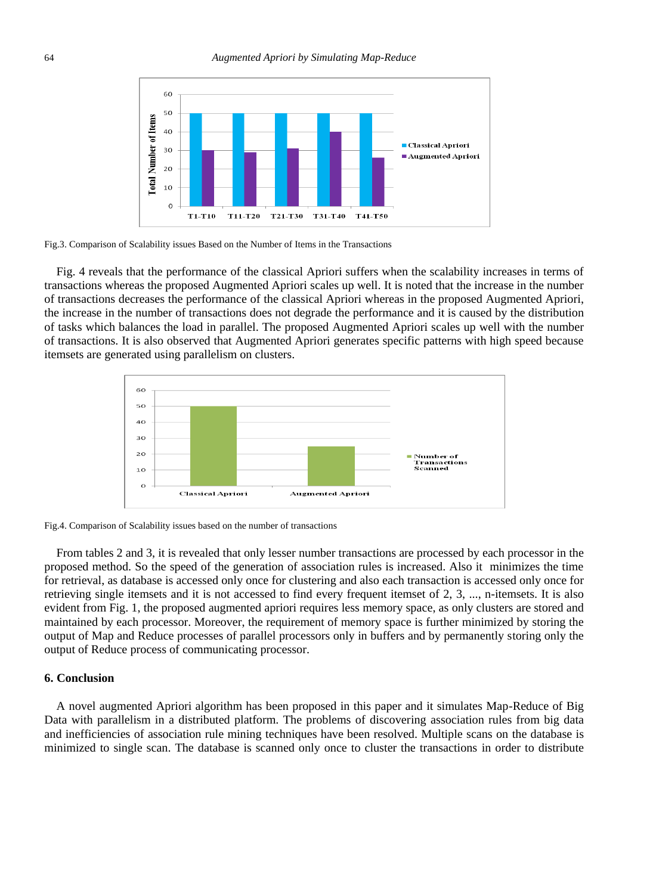Fig.3. Comparison of Scalability issues Based on the Number of Items in the Transactions

Fig. 4 reveals that the performance of the classical Apriori suffers when the scalability increases in terms of transactions whereas the proposed Augmented Apriori scales up well. It is noted that the increase in the number of transactions decreases the performance of the classical Apriori whereas in the proposed Augmented Apriori, the increase in the number of transactions does not degrade the performance and it is caused by the distribution of tasks which balances the load in parallel. The proposed Augmented Apriori scales up well with the number of transactions. It is also observed that Augmented Apriori generates specific patterns with high speed because itemsets are generated using parallelism on clusters.

Fig.4. Comparison of Scalability issues based on the number of transactions

From tables 2 and 3, it is revealed that only lesser number transactions are processed by each processor in the proposed method. So the speed of the generation of association rules is increased. Also it minimizes the time for retrieval, as database is accessed only once for clustering and also each transaction is accessed only once for retrieving single itemsets and it is not accessed to find every frequent itemset of 2, 3, ..., n-itemsets. It is also evident from Fig. 1, the proposed augmented apriori requires less memory space, as only clusters are stored and maintained by each processor. Moreover, the requirement of memory space is further minimized by storing the output of Map and Reduce processes of parallel processors only in buffers and by permanently storing only the output of Reduce process of communicating processor.

## 6. Conclusion

A novel augmented Apriori algorithm has been proposed in this paper and it simulates Map-Reduce of Big Data with parallelism in a distributed platform. The problems of discovering association rules from big data and inefficiencies of association rule mining techniques have been resolved. Multiple scans on the database is minimized to single scan. The database is scanned only once to cluster the transactions in order to distribute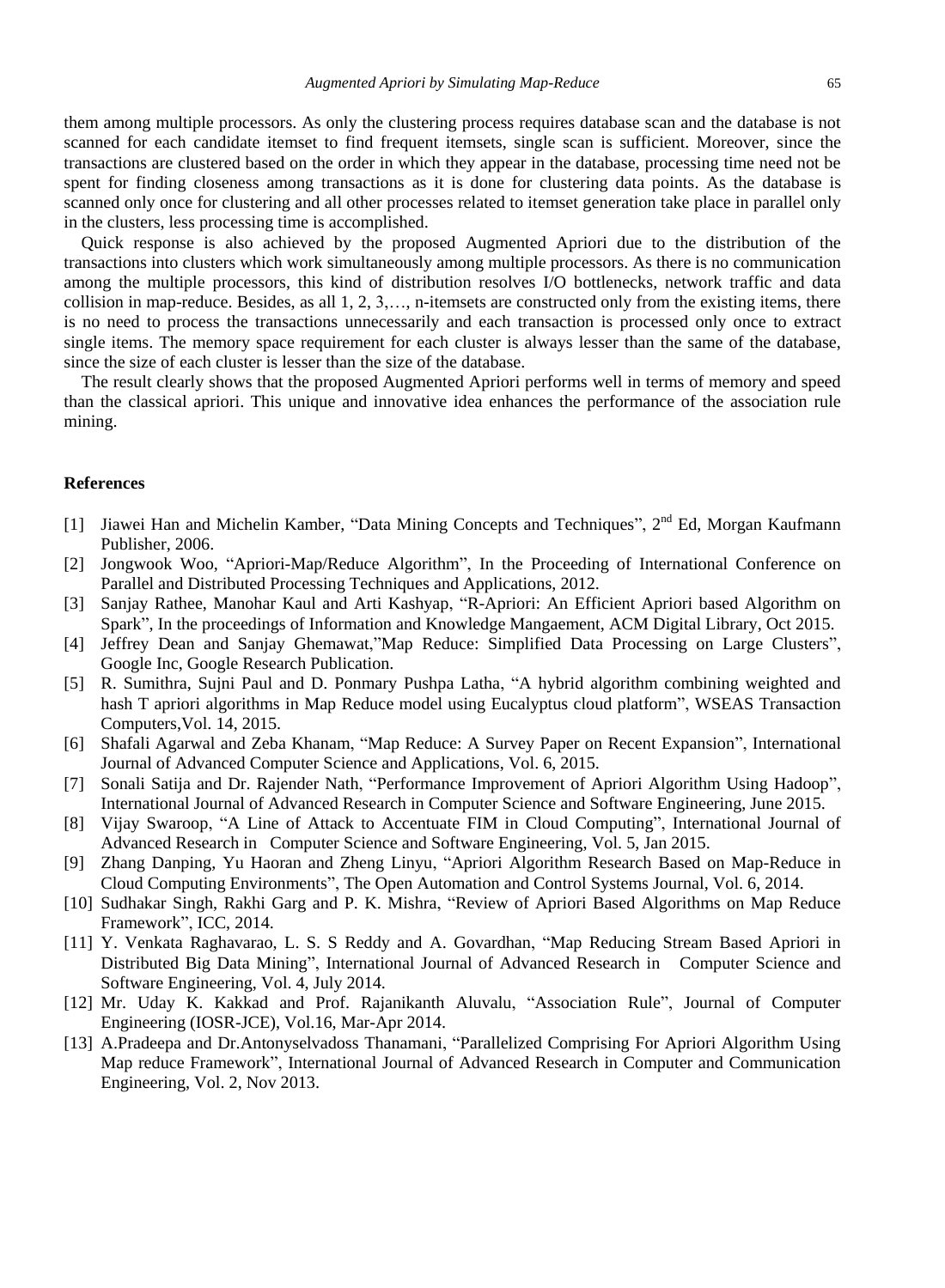them among multiple processors. As only the clustering process requires database scan and the database is not scanned for each candidate itemset to find frequent itemsets, single scan is sufficient. Moreover, since the transactions are clustered based on the order in which they appear in the database, processing time need not be spent for finding closeness among transactions as it is done for clustering data points. As the database is scanned only once for clustering and all other processes related to itemset generation take place in parallel only in the clusters, less processing time is accomplished.

Quick response is also achieved by the proposed Augmented Apriori due to the distribution of the transactions into clusters which work simultaneously among multiple processors. As there is no communication among the multiple processors, this kind of distribution resolves I/O bottlenecks, network traffic and data collision in map-reduce. Besides, as all 1, 2, 3,…, n-itemsets are constructed only from the existing items, there is no need to process the transactions unnecessarily and each transaction is processed only once to extract single items. The memory space requirement for each cluster is always lesser than the same of the database, since the size of each cluster is lesser than the size of the database.

The result clearly shows that the proposed Augmented Apriori performs well in terms of memory and speed than the classical apriori. This unique and innovative idea enhances the performance of the association rule mining.

## References

[1] Jiawei Han and Michelin Kamber, "Data Mining Concepts and Techniques", 2nd Ed, Morgan Kaufmann Publisher, 2006.

[2] Jongwook Woo, "Apriori-Map/Reduce Algorithm", In the Proceeding of International Conference on Parallel and Distributed Processing Techniques and Applications, 2012.

[3] Sanjay Rathee, Manohar Kaul and Arti Kashyap, "R-Apriori: An Efficient Apriori based Algorithm on Spark", In the proceedings of Information and Knowledge Mangaement, ACM Digital Library, Oct 2015.

[4] Jeffrey Dean and Sanjay Ghemawat,"Map Reduce: Simplified Data Processing on Large Clusters", Google Inc, Google Research Publication.

[5] R. Sumithra, Sujni Paul and D. Ponmary Pushpa Latha, "A hybrid algorithm combining weighted and hash T apriori algorithms in Map Reduce model using Eucalyptus cloud platform", WSEAS Transaction Computers,Vol. 14, 2015.

[6] Shafali Agarwal and Zeba Khanam, "Map Reduce: A Survey Paper on Recent Expansion", International Journal of Advanced Computer Science and Applications, Vol. 6, 2015.

[7] Sonali Satija and Dr. Rajender Nath, "Performance Improvement of Apriori Algorithm Using Hadoop", International Journal of Advanced Research in Computer Science and Software Engineering, June 2015.

[8] Vijay Swaroop, "A Line of Attack to Accentuate FIM in Cloud Computing", International Journal of Advanced Research in Computer Science and Software Engineering, Vol. 5, Jan 2015.

[9] Zhang Danping, Yu Haoran and Zheng Linyu, "Apriori Algorithm Research Based on Map-Reduce in Cloud Computing Environments", The Open Automation and Control Systems Journal, Vol. 6, 2014.

[10] Sudhakar Singh, Rakhi Garg and P. K. Mishra, "Review of Apriori Based Algorithms on Map Reduce Framework", ICC, 2014.

[11] Y. Venkata Raghavarao, L. S. S Reddy and A. Govardhan, "Map Reducing Stream Based Apriori in Distributed Big Data Mining", International Journal of Advanced Research in Computer Science and Software Engineering, Vol. 4, July 2014.

[12] Mr. Uday K. Kakkad and Prof. Rajanikanth Aluvalu, "Association Rule", Journal of Computer Engineering (IOSR-JCE), Vol.16, Mar-Apr 2014.

[13] A.Pradeepa and Dr.Antonyselvadoss Thanamani, "Parallelized Comprising For Apriori Algorithm Using Map reduce Framework", International Journal of Advanced Research in Computer and Communication Engineering, Vol. 2, Nov 2013.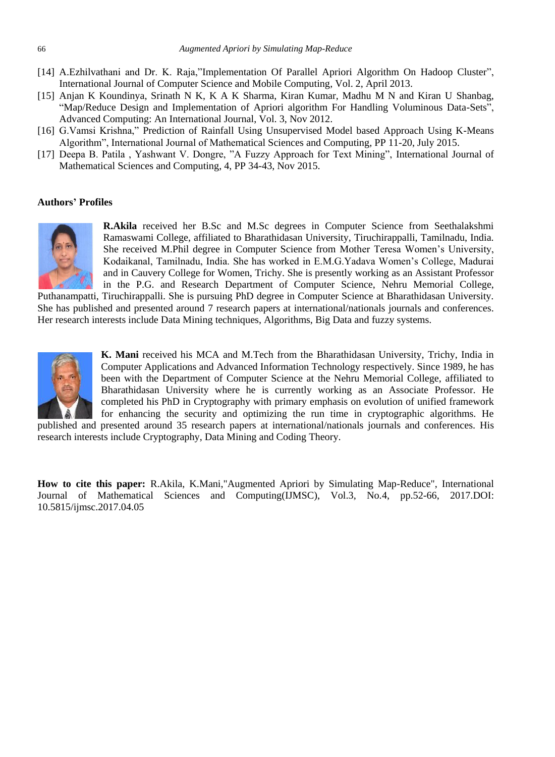[14] A.Ezhilvathani and Dr. K. Raja,"Implementation Of Parallel Apriori Algorithm On Hadoop Cluster", International Journal of Computer Science and Mobile Computing, Vol. 2, April 2013.

[15] Anjan K Koundinya, Srinath N K, K A K Sharma, Kiran Kumar, Madhu M N and Kiran U Shanbag, "Map/Reduce Design and Implementation of Apriori algorithm For Handling Voluminous Data-Sets", Advanced Computing: An International Journal, Vol. 3, Nov 2012.

[16] G.Vamsi Krishna," Prediction of Rainfall Using Unsupervised Model based Approach Using K-Means Algorithm", International Journal of Mathematical Sciences and Computing, PP 11-20, July 2015.

[17] Deepa B. Patila , Yashwant V. Dongre, "A Fuzzy Approach for Text Mining", International Journal of Mathematical Sciences and Computing, 4, PP 34-43, Nov 2015.

**Authors' Profiles**

**R.Akila** received her B.Sc and M.Sc degrees in Computer Science from Seethalakshmi Ramaswami College, affiliated to Bharathidasan University, Tiruchirappalli, Tamilnadu, India. She received M.Phil degree in Computer Science from Mother Teresa Women's University, Kodaikanal, Tamilnadu, India. She has worked in E.M.G.Yadava Women's College, Madurai and in Cauvery College for Women, Trichy. She is presently working as an Assistant Professor in the P.G. and Research Department of Computer Science, Nehru Memorial College, Puthanampatti, Tiruchirappalli. She is pursuing PhD degree in Computer Science at Bharathidasan University. She has published and presented around 7 research papers at international/nationals journals and conferences. Her research interests include Data Mining techniques, Algorithms, Big Data and fuzzy systems.

**K. Mani** received his MCA and M.Tech from the Bharathidasan University, Trichy, India in Computer Applications and Advanced Information Technology respectively. Since 1989, he has been with the Department of Computer Science at the Nehru Memorial College, affiliated to Bharathidasan University where he is currently working as an Associate Professor. He completed his PhD in Cryptography with primary emphasis on evolution of unified framework for enhancing the security and optimizing the run time in cryptographic algorithms. He published and presented around 35 research papers at international/nationals journals and conferences. His research interests include Cryptography, Data Mining and Coding Theory.

**How to cite this paper:** R.Akila, K.Mani,"Augmented Apriori by Simulating Map-Reduce", International Journal of Mathematical Sciences and Computing(IJMSC), Vol.3, No.4, pp.52-66, 2017.DOI: 10.5815/ijmsc.2017.04.05